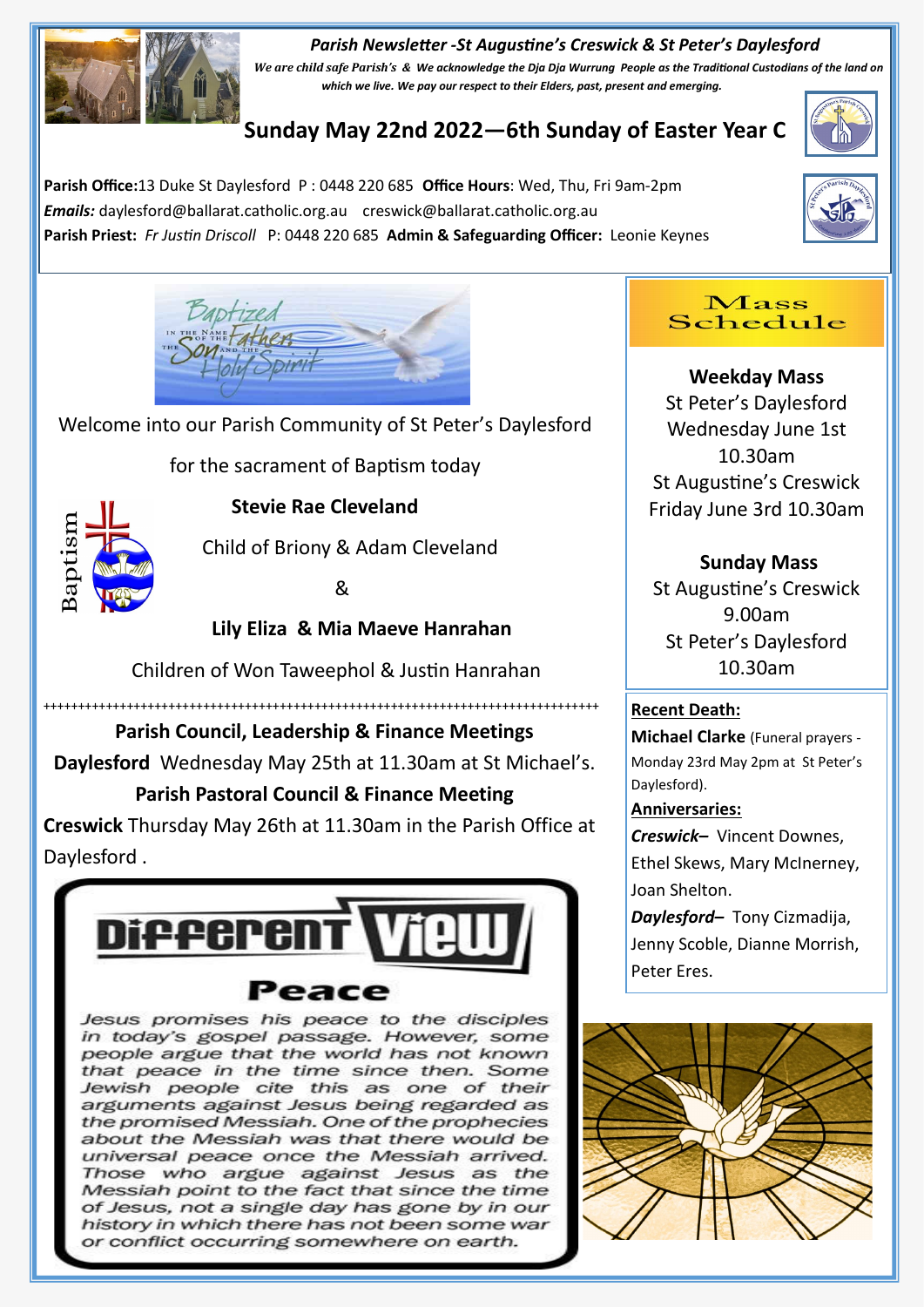*Parish Newsletter -St Augustine's Creswick & St Peter's Daylesford*

*We are child safe Parish's & We acknowledge the Dja Dja Wurrung People as the Traditional Custodians of the land on which we live. We pay our respect to their Elders, past, present and emerging.*

# Sunday May 22nd 2022—6th Sunday of Easter Year C

**Parish Office:** 13 Duke St Daylesford P : 0448 220 685 **Office Hours**: Wed, Thu, Fri 9am-2pm

***Emails:*** daylesford@ballarat.catholic.org.au creswick@ballarat.catholic.org.au

**Parish Priest:** *Fr Justin Driscoll* P: 0448 220 685 **Admin & Safeguarding Officer:** Leonie Keynes

Welcome into our Parish Community of St Peter's Daylesford

for the sacrament of Baptism today

**Stevie Rae Cleveland**

Child of Briony & Adam Cleveland

&

**Lily Eliza & Mia Maeve Hanrahan**

Children of Won Taweephol & Justin Hanrahan

++++++++++++++++++++++++++++++++++++++++++++++++++++++++++++++++++++++++++++++++++

**Parish Council, Leadership & Finance Meetings**

**Daylesford** Wednesday May 25th at 11.30am at St Michael's.

**Parish Pastoral Council & Finance Meeting**

**Creswick** Thursday May 26th at 11.30am in the Parish Office at Daylesford .

## Different View

### Peace

*Jesus promises his peace to the disciples in today's gospel passage. However, some people argue that the world has not known that peace in the time since then. Some Jewish people cite this as one of their arguments against Jesus being regarded as the promised Messiah. One of the prophecies about the Messiah was that there would be universal peace once the Messiah arrived. Those who argue against Jesus as the Messiah point to the fact that since the time of Jesus, not a single day has gone by in our history in which there has not been some war or conflict occurring somewhere on earth.*

## Mass Schedule

**Weekday Mass**

St Peter's Daylesford

Wednesday June 1st

10.30am

St Augustine's Creswick

Friday June 3rd 10.30am

**Sunday Mass**

St Augustine's Creswick

9.00am

St Peter's Daylesford

10.30am

**Recent Death:**

**Michael Clarke** (Funeral prayers - Monday 23rd May 2pm at St Peter's Daylesford).

**Anniversaries:**

***Creswick–*** Vincent Downes, Ethel Skews, Mary McInerney, Joan Shelton.

***Daylesford–*** Tony Cizmadija, Jenny Scoble, Dianne Morrish, Peter Eres.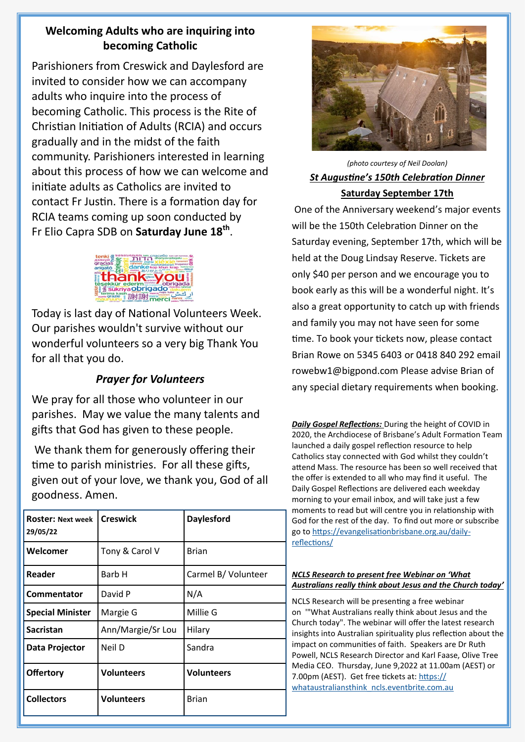## Welcoming Adults who are inquiring into becoming Catholic

Parishioners from Creswick and Daylesford are invited to consider how we can accompany adults who inquire into the process of becoming Catholic. This process is the Rite of Christian Initiation of Adults (RCIA) and occurs gradually and in the midst of the faith community. Parishioners interested in learning about this process of how we can welcome and initiate adults as Catholics are invited to contact Fr Justin. There is a formation day for RCIA teams coming up soon conducted by Fr Elio Capra SDB on **Saturday June 18th**.

Today is last day of National Volunteers Week. Our parishes wouldn't survive without our wonderful volunteers so a very big Thank You for all that you do.

### *Prayer for Volunteers*

We pray for all those who volunteer in our parishes. May we value the many talents and gifts that God has given to these people.

We thank them for generously offering their time to parish ministries. For all these gifts, given out of your love, we thank you, God of all goodness. Amen.

| **Roster:** Next week 29/05/22 | **Creswick** | **Daylesford** |
| --- | --- | --- |
| **Welcomer** | Tony & Carol V | Brian |
| **Reader** | Barb H | Carmel B/ Volunteer |
| **Commentator** | David P | N/A |
| **Special Minister** | Margie G | Millie G |
| **Sacristan** | Ann/Margie/Sr Lou | Hilary |
| **Data Projector** | Neil D | Sandra |
| **Offertory** | **Volunteers** | **Volunteers** |
| **Collectors** | **Volunteers** | Brian |

*(photo courtesy of Neil Doolan)*

### ***St Augustine's 150th Celebration Dinner***
### **Saturday September 17th**

One of the Anniversary weekend's major events will be the 150th Celebration Dinner on the Saturday evening, September 17th, which will be held at the Doug Lindsay Reserve. Tickets are only $40 per person and we encourage you to book early as this will be a wonderful night. It's also a great opportunity to catch up with friends and family you may not have seen for some time. To book your tickets now, please contact Brian Rowe on 5345 6403 or 0418 840 292 email rowebw1@bigpond.com Please advise Brian of any special dietary requirements when booking.

***Daily Gospel Reflections:*** During the height of COVID in 2020, the Archdiocese of Brisbane's Adult Formation Team launched a daily gospel reflection resource to help Catholics stay connected with God whilst they couldn't attend Mass. The resource has been so well received that the offer is extended to all who may find it useful. The Daily Gospel Reflections are delivered each weekday morning to your email inbox, and will take just a few moments to read but will centre you in relationship with God for the rest of the day. To find out more or subscribe go to https://evangelisationbrisbane.org.au/daily-reflections/

***NCLS Research to present free Webinar on 'What Australians really think about Jesus and the Church today'***

NCLS Research will be presenting a free webinar on '"What Australians really think about Jesus and the Church today". The webinar will offer the latest research insights into Australian spirituality plus reflection about the impact on communities of faith. Speakers are Dr Ruth Powell, NCLS Research Director and Karl Faase, Olive Tree Media CEO. Thursday, June 9,2022 at 11.00am (AEST) or 7.00pm (AEST). Get free tickets at: https://whataustraliansthink_ncls.eventbrite.com.au